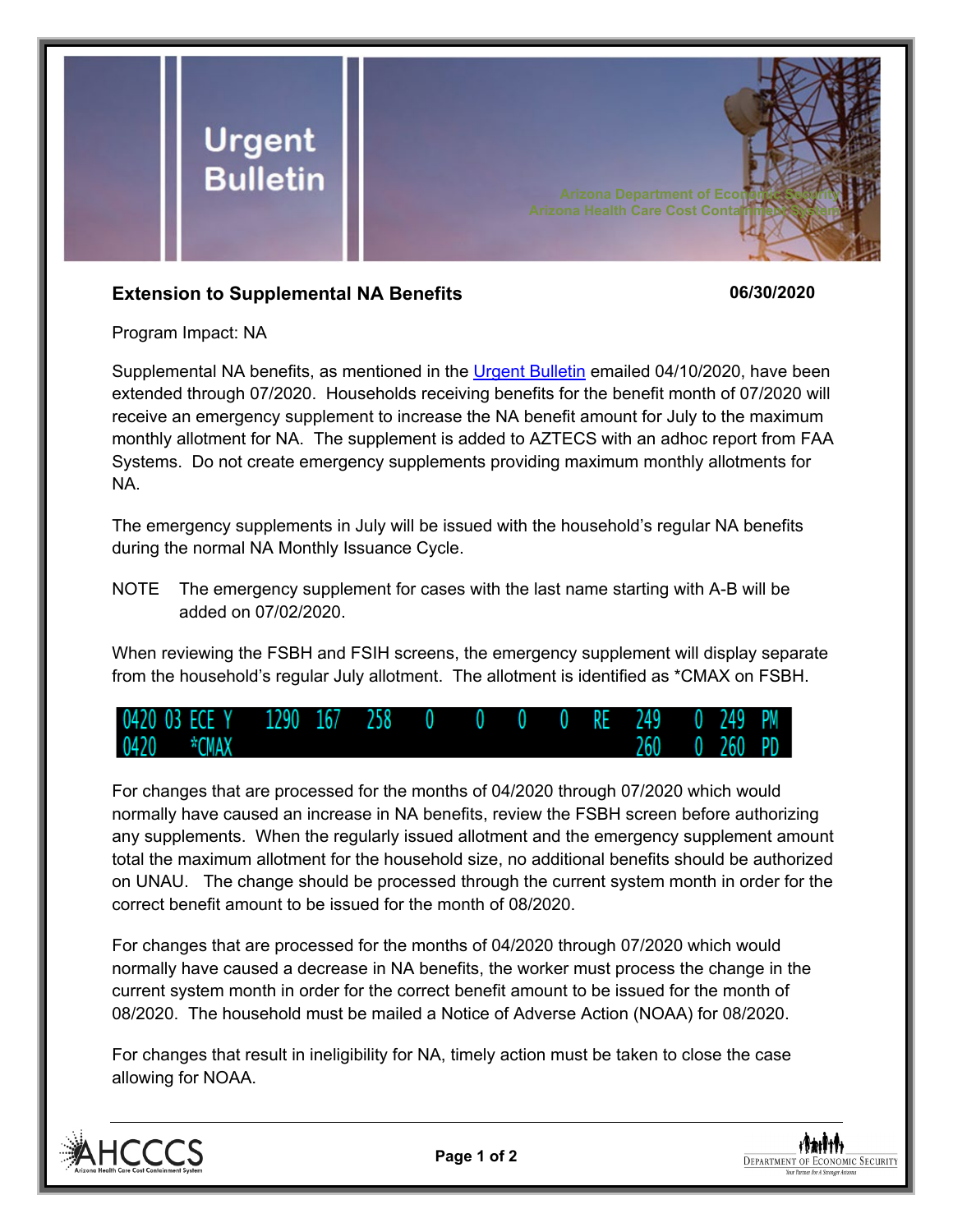# Urgent Bulletin

Arizona Department of Economic Security
Arizona Health Care Cost Containment System

**Extension to Supplemental NA Benefits** **06/30/2020**

Program Impact: NA

Supplemental NA benefits, as mentioned in the Urgent Bulletin emailed 04/10/2020, have been extended through 07/2020. Households receiving benefits for the benefit month of 07/2020 will receive an emergency supplement to increase the NA benefit amount for July to the maximum monthly allotment for NA. The supplement is added to AZTECS with an adhoc report from FAA Systems. Do not create emergency supplements providing maximum monthly allotments for NA.

The emergency supplements in July will be issued with the household's regular NA benefits during the normal NA Monthly Issuance Cycle.

NOTE The emergency supplement for cases with the last name starting with A-B will be added on 07/02/2020.

When reviewing the FSBH and FSIH screens, the emergency supplement will display separate from the household's regular July allotment. The allotment is identified as *CMAX on FSBH.

```
0420 03 ECE Y    1290  167   258   0    0    0    0   RE   249    0  249  PM
0420    *CMAX                                            260    0  260  PD
```

For changes that are processed for the months of 04/2020 through 07/2020 which would normally have caused an increase in NA benefits, review the FSBH screen before authorizing any supplements. When the regularly issued allotment and the emergency supplement amount total the maximum allotment for the household size, no additional benefits should be authorized on UNAU. The change should be processed through the current system month in order for the correct benefit amount to be issued for the month of 08/2020.

For changes that are processed for the months of 04/2020 through 07/2020 which would normally have caused a decrease in NA benefits, the worker must process the change in the current system month in order for the correct benefit amount to be issued for the month of 08/2020. The household must be mailed a Notice of Adverse Action (NOAA) for 08/2020.

For changes that result in ineligibility for NA, timely action must be taken to close the case allowing for NOAA.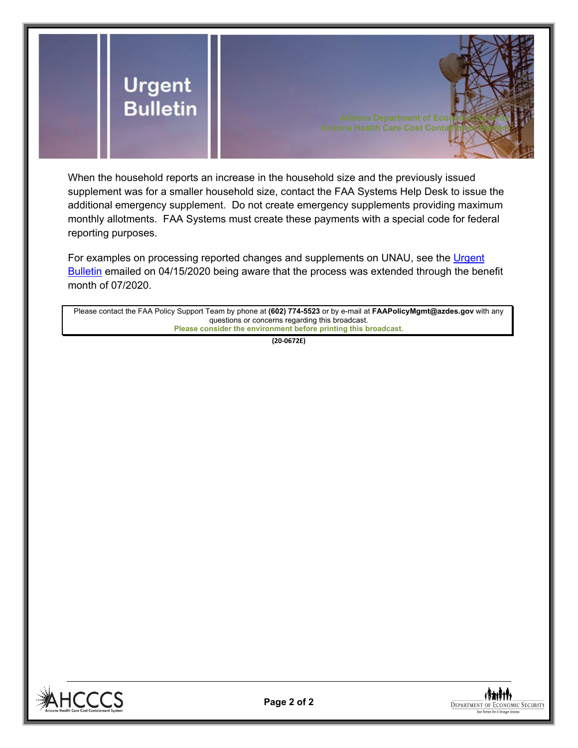When the household reports an increase in the household size and the previously issued supplement was for a smaller household size, contact the FAA Systems Help Desk to issue the additional emergency supplement. Do not create emergency supplements providing maximum monthly allotments. FAA Systems must create these payments with a special code for federal reporting purposes.

For examples on processing reported changes and supplements on UNAU, see the Urgent Bulletin emailed on 04/15/2020 being aware that the process was extended through the benefit month of 07/2020.

Please contact the FAA Policy Support Team by phone at **(602) 774-5523** or by e-mail at **FAAPolicyMgmt@azdes.gov** with any questions or concerns regarding this broadcast.
**Please consider the environment before printing this broadcast.**

**(20-0672E)**